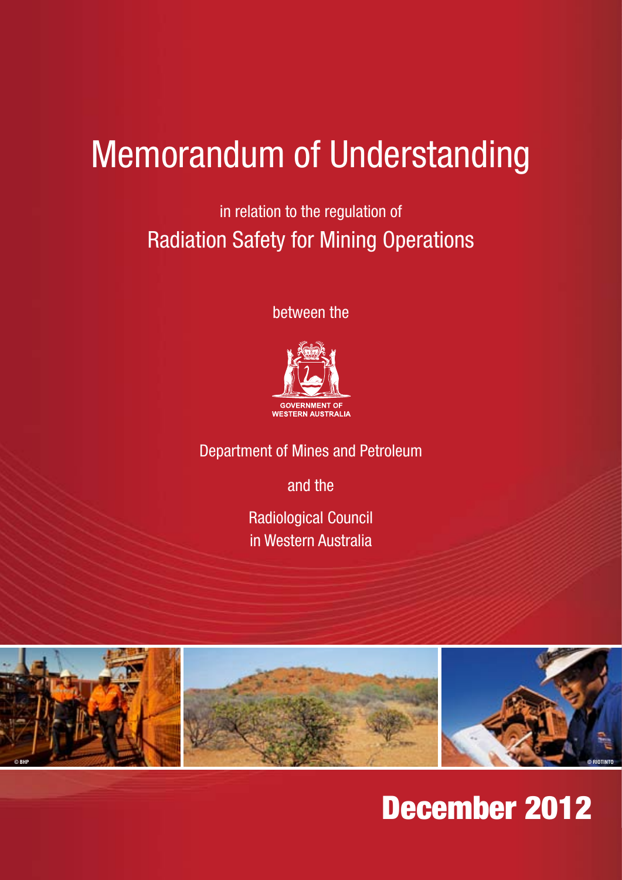# Memorandum of Understanding

in relation to the regulation of

## Radiation Safety for Mining Operations

between the

GOVERNMENT OF WESTERN AUSTRALIA

Department of Mines and Petroleum

and the

Radiological Council in Western Australia

© BHP

© RIOTINTO

**December 2012**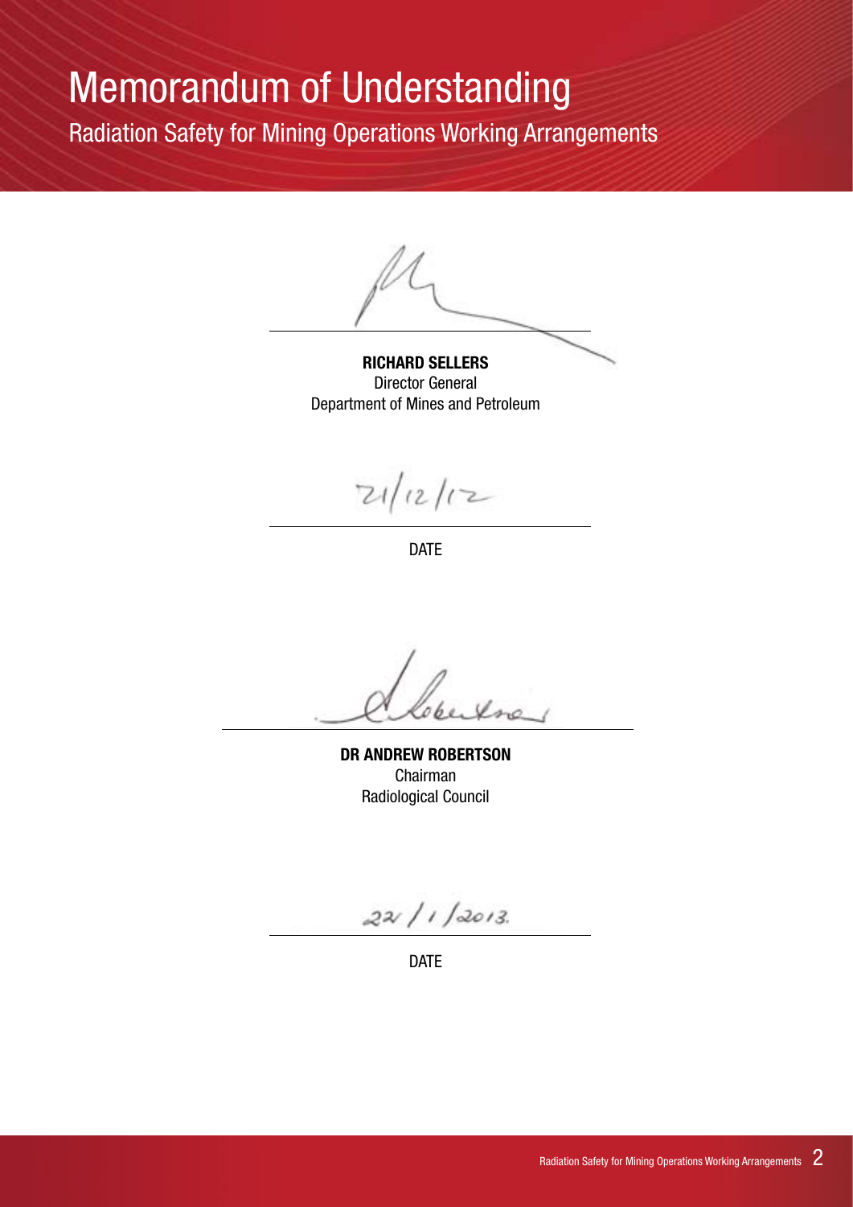# Memorandum of Understanding

## Radiation Safety for Mining Operations Working Arrangements

**RICHARD SELLERS**
Director General
Department of Mines and Petroleum

21/12/12

DATE

**DR ANDREW ROBERTSON**
Chairman
Radiological Council

22/1/2013.

DATE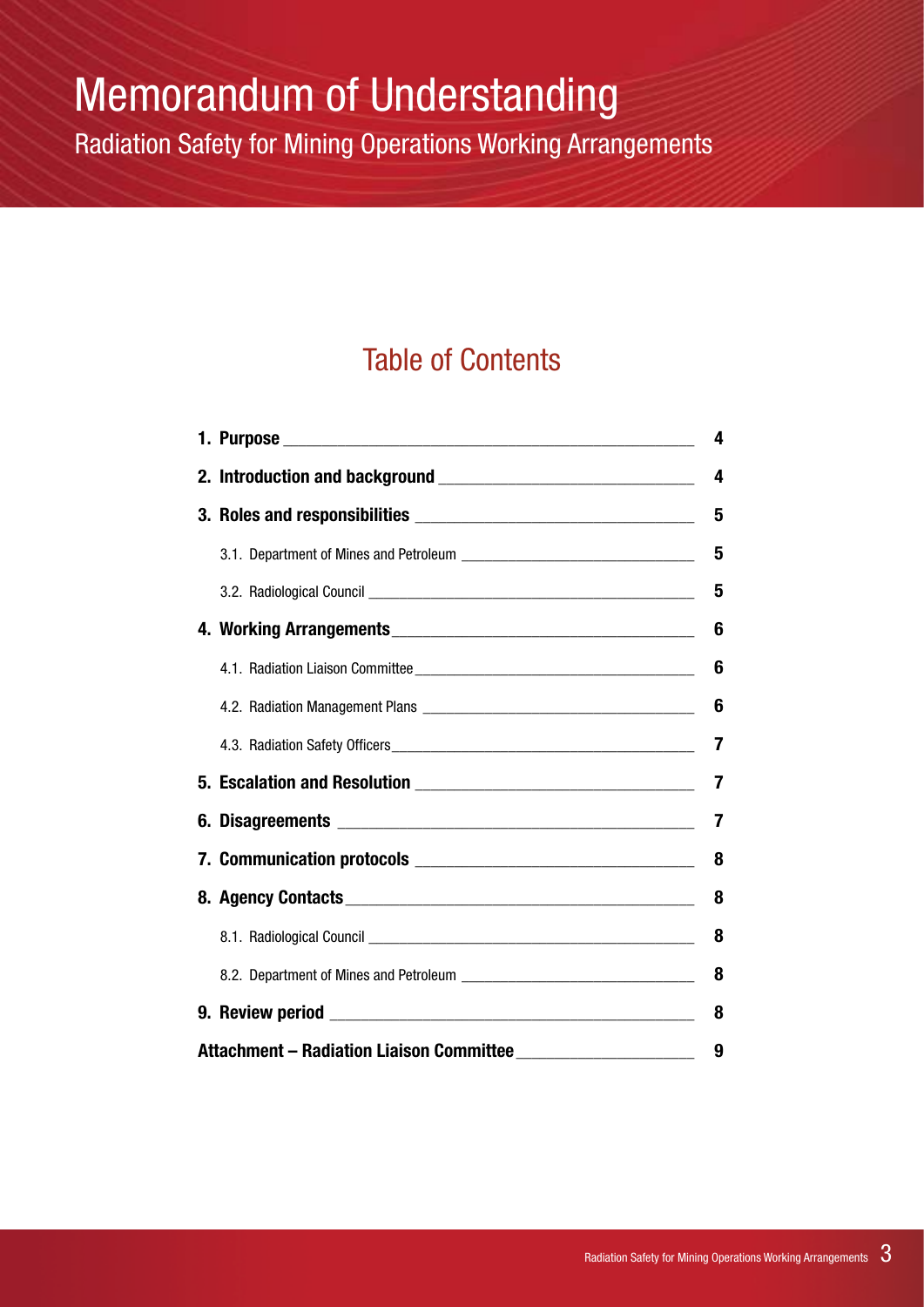# Memorandum of Understanding

Radiation Safety for Mining Operations Working Arrangements

## Table of Contents

| | |
|---|---|
| **1. Purpose** | **4** |
| **2. Introduction and background** | **4** |
| **3. Roles and responsibilities** | **5** |
| 3.1. Department of Mines and Petroleum | **5** |
| 3.2. Radiological Council | **5** |
| **4. Working Arrangements** | **6** |
| 4.1. Radiation Liaison Committee | **6** |
| 4.2. Radiation Management Plans | **6** |
| 4.3. Radiation Safety Officers | **7** |
| **5. Escalation and Resolution** | **7** |
| **6. Disagreements** | **7** |
| **7. Communication protocols** | **8** |
| **8. Agency Contacts** | **8** |
| 8.1. Radiological Council | **8** |
| 8.2. Department of Mines and Petroleum | **8** |
| **9. Review period** | **8** |
| **Attachment – Radiation Liaison Committee** | **9** |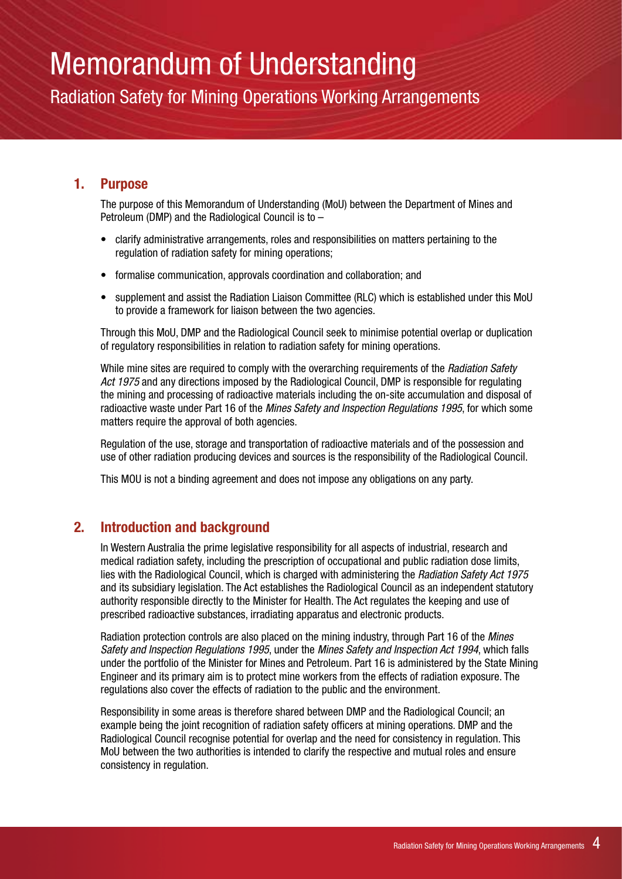# Memorandum of Understanding

Radiation Safety for Mining Operations Working Arrangements

## 1. Purpose

The purpose of this Memorandum of Understanding (MoU) between the Department of Mines and Petroleum (DMP) and the Radiological Council is to –

- clarify administrative arrangements, roles and responsibilities on matters pertaining to the regulation of radiation safety for mining operations;
- formalise communication, approvals coordination and collaboration; and
- supplement and assist the Radiation Liaison Committee (RLC) which is established under this MoU to provide a framework for liaison between the two agencies.

Through this MoU, DMP and the Radiological Council seek to minimise potential overlap or duplication of regulatory responsibilities in relation to radiation safety for mining operations.

While mine sites are required to comply with the overarching requirements of the *Radiation Safety Act 1975* and any directions imposed by the Radiological Council, DMP is responsible for regulating the mining and processing of radioactive materials including the on-site accumulation and disposal of radioactive waste under Part 16 of the *Mines Safety and Inspection Regulations 1995*, for which some matters require the approval of both agencies.

Regulation of the use, storage and transportation of radioactive materials and of the possession and use of other radiation producing devices and sources is the responsibility of the Radiological Council.

This MOU is not a binding agreement and does not impose any obligations on any party.

## 2. Introduction and background

In Western Australia the prime legislative responsibility for all aspects of industrial, research and medical radiation safety, including the prescription of occupational and public radiation dose limits, lies with the Radiological Council, which is charged with administering the *Radiation Safety Act 1975* and its subsidiary legislation. The Act establishes the Radiological Council as an independent statutory authority responsible directly to the Minister for Health. The Act regulates the keeping and use of prescribed radioactive substances, irradiating apparatus and electronic products.

Radiation protection controls are also placed on the mining industry, through Part 16 of the *Mines Safety and Inspection Regulations 1995*, under the *Mines Safety and Inspection Act 1994*, which falls under the portfolio of the Minister for Mines and Petroleum. Part 16 is administered by the State Mining Engineer and its primary aim is to protect mine workers from the effects of radiation exposure. The regulations also cover the effects of radiation to the public and the environment.

Responsibility in some areas is therefore shared between DMP and the Radiological Council; an example being the joint recognition of radiation safety officers at mining operations. DMP and the Radiological Council recognise potential for overlap and the need for consistency in regulation. This MoU between the two authorities is intended to clarify the respective and mutual roles and ensure consistency in regulation.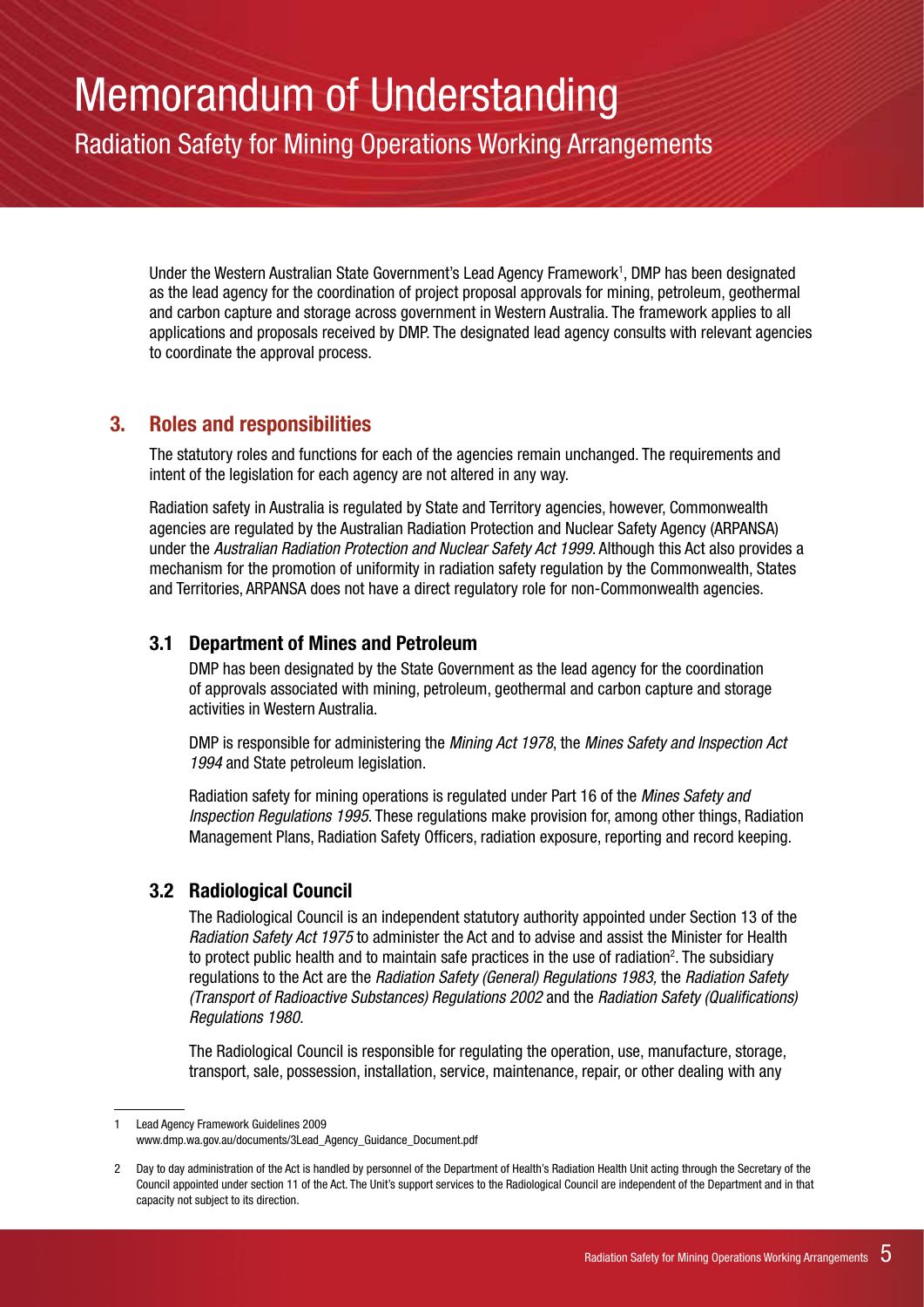Under the Western Australian State Government's Lead Agency Framework[1], DMP has been designated as the lead agency for the coordination of project proposal approvals for mining, petroleum, geothermal and carbon capture and storage across government in Western Australia. The framework applies to all applications and proposals received by DMP. The designated lead agency consults with relevant agencies to coordinate the approval process.

## 3. Roles and responsibilities

The statutory roles and functions for each of the agencies remain unchanged. The requirements and intent of the legislation for each agency are not altered in any way.

Radiation safety in Australia is regulated by State and Territory agencies, however, Commonwealth agencies are regulated by the Australian Radiation Protection and Nuclear Safety Agency (ARPANSA) under the *Australian Radiation Protection and Nuclear Safety Act 1999*. Although this Act also provides a mechanism for the promotion of uniformity in radiation safety regulation by the Commonwealth, States and Territories, ARPANSA does not have a direct regulatory role for non-Commonwealth agencies.

### 3.1 Department of Mines and Petroleum

DMP has been designated by the State Government as the lead agency for the coordination of approvals associated with mining, petroleum, geothermal and carbon capture and storage activities in Western Australia.

DMP is responsible for administering the *Mining Act 1978*, the *Mines Safety and Inspection Act 1994* and State petroleum legislation.

Radiation safety for mining operations is regulated under Part 16 of the *Mines Safety and Inspection Regulations 1995*. These regulations make provision for, among other things, Radiation Management Plans, Radiation Safety Officers, radiation exposure, reporting and record keeping.

### 3.2 Radiological Council

The Radiological Council is an independent statutory authority appointed under Section 13 of the *Radiation Safety Act 1975* to administer the Act and to advise and assist the Minister for Health to protect public health and to maintain safe practices in the use of radiation[2]. The subsidiary regulations to the Act are the *Radiation Safety (General) Regulations 1983,* the *Radiation Safety (Transport of Radioactive Substances) Regulations 2002* and the *Radiation Safety (Qualifications) Regulations 1980*.

The Radiological Council is responsible for regulating the operation, use, manufacture, storage, transport, sale, possession, installation, service, maintenance, repair, or other dealing with any

---

1 Lead Agency Framework Guidelines 2009
www.dmp.wa.gov.au/documents/3Lead_Agency_Guidance_Document.pdf

2 Day to day administration of the Act is handled by personnel of the Department of Health's Radiation Health Unit acting through the Secretary of the Council appointed under section 11 of the Act. The Unit's support services to the Radiological Council are independent of the Department and in that capacity not subject to its direction.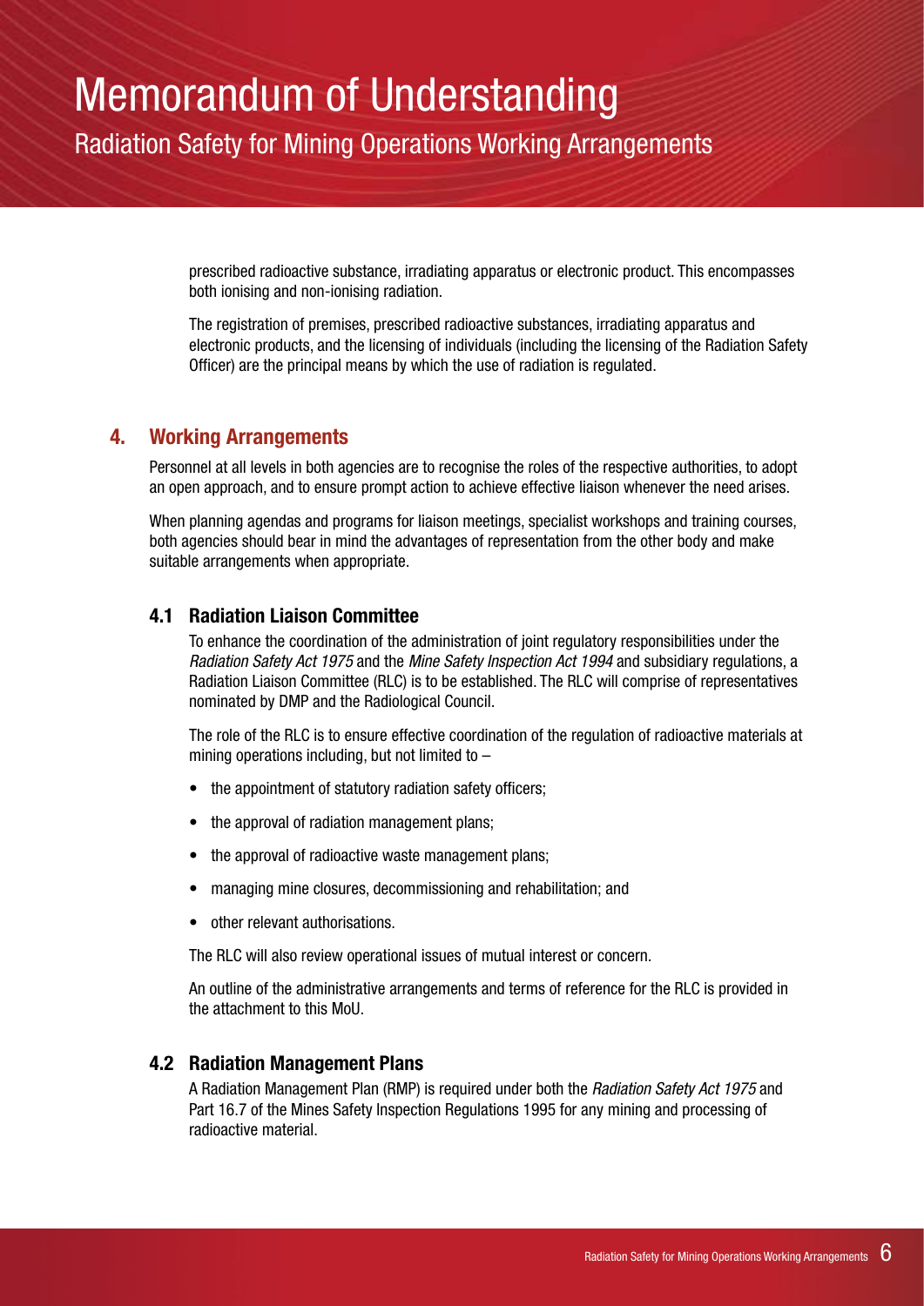prescribed radioactive substance, irradiating apparatus or electronic product. This encompasses both ionising and non-ionising radiation.

The registration of premises, prescribed radioactive substances, irradiating apparatus and electronic products, and the licensing of individuals (including the licensing of the Radiation Safety Officer) are the principal means by which the use of radiation is regulated.

## 4. Working Arrangements

Personnel at all levels in both agencies are to recognise the roles of the respective authorities, to adopt an open approach, and to ensure prompt action to achieve effective liaison whenever the need arises.

When planning agendas and programs for liaison meetings, specialist workshops and training courses, both agencies should bear in mind the advantages of representation from the other body and make suitable arrangements when appropriate.

### 4.1 Radiation Liaison Committee

To enhance the coordination of the administration of joint regulatory responsibilities under the *Radiation Safety Act 1975* and the *Mine Safety Inspection Act 1994* and subsidiary regulations, a Radiation Liaison Committee (RLC) is to be established. The RLC will comprise of representatives nominated by DMP and the Radiological Council.

The role of the RLC is to ensure effective coordination of the regulation of radioactive materials at mining operations including, but not limited to –

- the appointment of statutory radiation safety officers;
- the approval of radiation management plans;
- the approval of radioactive waste management plans;
- managing mine closures, decommissioning and rehabilitation; and
- other relevant authorisations.

The RLC will also review operational issues of mutual interest or concern.

An outline of the administrative arrangements and terms of reference for the RLC is provided in the attachment to this MoU.

### 4.2 Radiation Management Plans

A Radiation Management Plan (RMP) is required under both the *Radiation Safety Act 1975* and Part 16.7 of the Mines Safety Inspection Regulations 1995 for any mining and processing of radioactive material.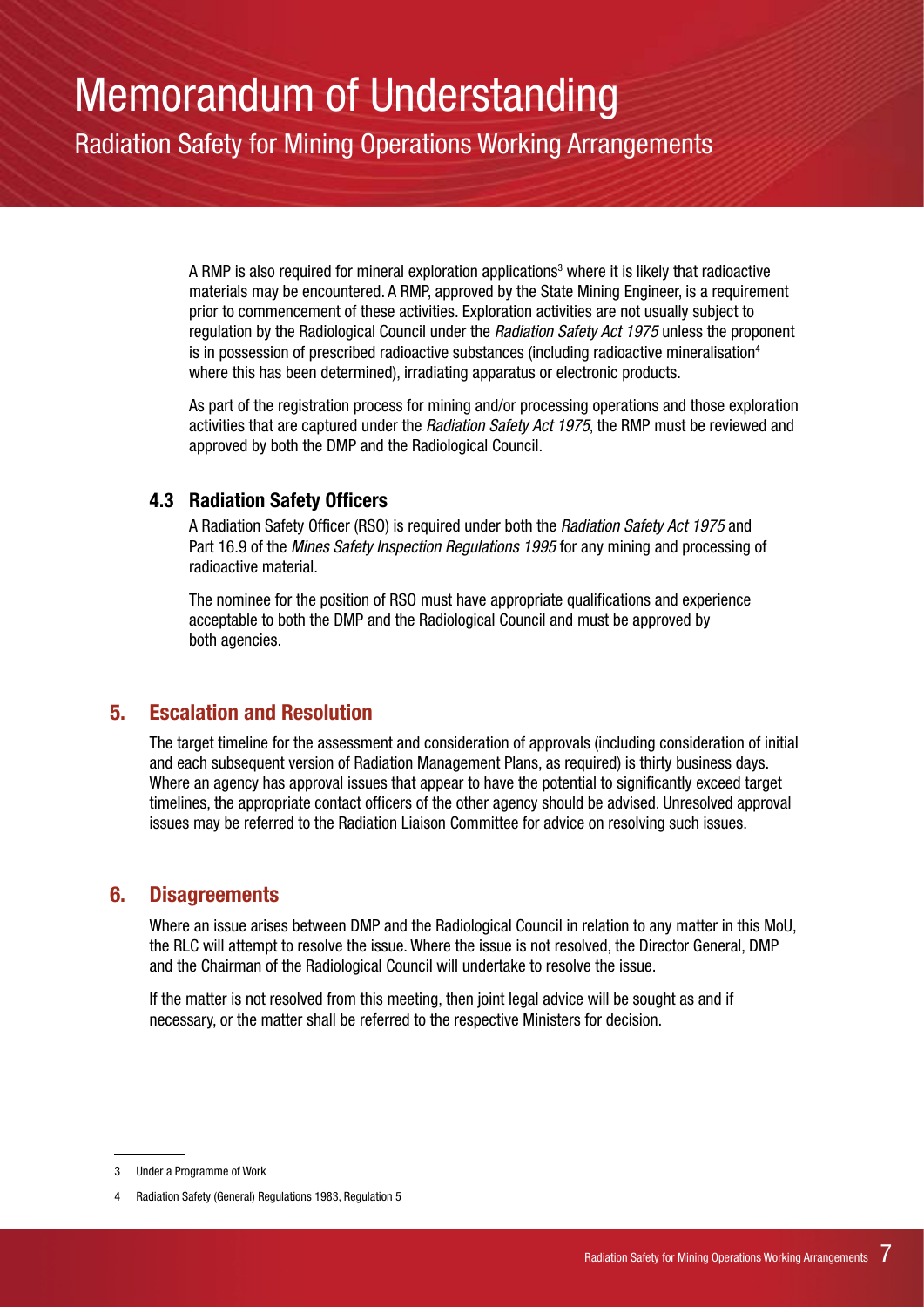A RMP is also required for mineral exploration applications[3] where it is likely that radioactive materials may be encountered. A RMP, approved by the State Mining Engineer, is a requirement prior to commencement of these activities. Exploration activities are not usually subject to regulation by the Radiological Council under the *Radiation Safety Act 1975* unless the proponent is in possession of prescribed radioactive substances (including radioactive mineralisation[4] where this has been determined), irradiating apparatus or electronic products.

As part of the registration process for mining and/or processing operations and those exploration activities that are captured under the *Radiation Safety Act 1975*, the RMP must be reviewed and approved by both the DMP and the Radiological Council.

### 4.3 Radiation Safety Officers

A Radiation Safety Officer (RSO) is required under both the *Radiation Safety Act 1975* and Part 16.9 of the *Mines Safety Inspection Regulations 1995* for any mining and processing of radioactive material.

The nominee for the position of RSO must have appropriate qualifications and experience acceptable to both the DMP and the Radiological Council and must be approved by both agencies.

## 5. Escalation and Resolution

The target timeline for the assessment and consideration of approvals (including consideration of initial and each subsequent version of Radiation Management Plans, as required) is thirty business days. Where an agency has approval issues that appear to have the potential to significantly exceed target timelines, the appropriate contact officers of the other agency should be advised. Unresolved approval issues may be referred to the Radiation Liaison Committee for advice on resolving such issues.

## 6. Disagreements

Where an issue arises between DMP and the Radiological Council in relation to any matter in this MoU, the RLC will attempt to resolve the issue. Where the issue is not resolved, the Director General, DMP and the Chairman of the Radiological Council will undertake to resolve the issue.

If the matter is not resolved from this meeting, then joint legal advice will be sought as and if necessary, or the matter shall be referred to the respective Ministers for decision.

---

3 Under a Programme of Work

4 Radiation Safety (General) Regulations 1983, Regulation 5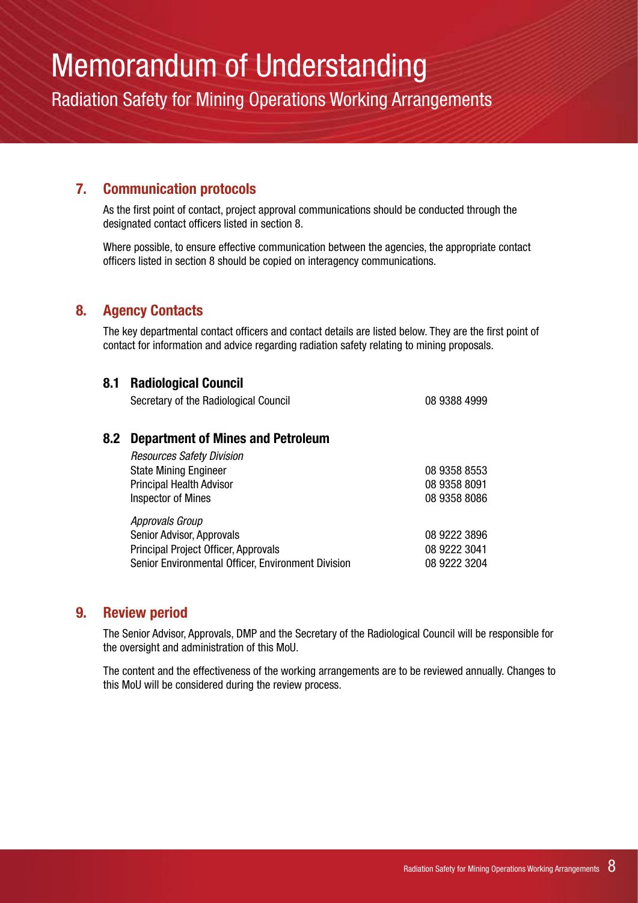# Memorandum of Understanding

Radiation Safety for Mining Operations Working Arrangements

## 7. Communication protocols

As the first point of contact, project approval communications should be conducted through the designated contact officers listed in section 8.

Where possible, to ensure effective communication between the agencies, the appropriate contact officers listed in section 8 should be copied on interagency communications.

## 8. Agency Contacts

The key departmental contact officers and contact details are listed below. They are the first point of contact for information and advice regarding radiation safety relating to mining proposals.

### 8.1 Radiological Council

| | |
|---|---|
| Secretary of the Radiological Council | 08 9388 4999 |

### 8.2 Department of Mines and Petroleum

| | |
|---|---|
| *Resources Safety Division* | |
| State Mining Engineer | 08 9358 8553 |
| Principal Health Advisor | 08 9358 8091 |
| Inspector of Mines | 08 9358 8086 |
| *Approvals Group* | |
| Senior Advisor, Approvals | 08 9222 3896 |
| Principal Project Officer, Approvals | 08 9222 3041 |
| Senior Environmental Officer, Environment Division | 08 9222 3204 |

## 9. Review period

The Senior Advisor, Approvals, DMP and the Secretary of the Radiological Council will be responsible for the oversight and administration of this MoU.

The content and the effectiveness of the working arrangements are to be reviewed annually. Changes to this MoU will be considered during the review process.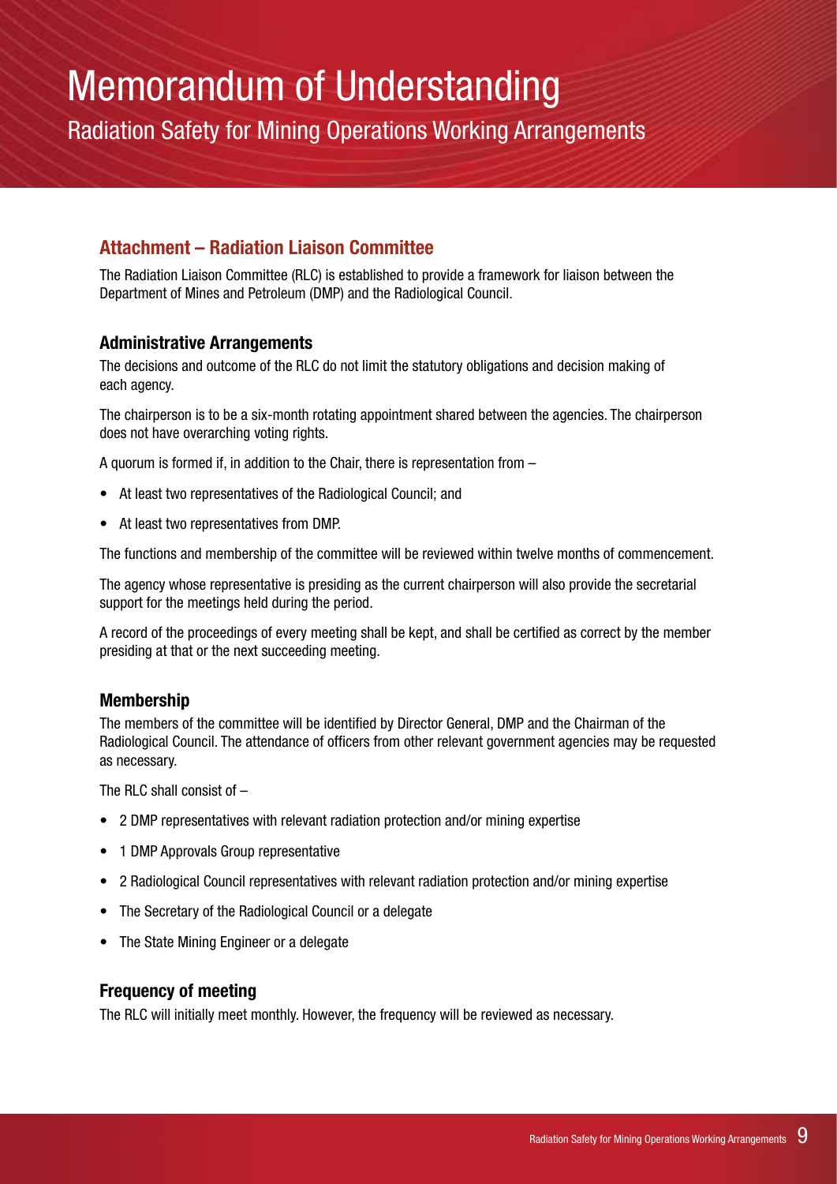# Memorandum of Understanding

Radiation Safety for Mining Operations Working Arrangements

## Attachment – Radiation Liaison Committee

The Radiation Liaison Committee (RLC) is established to provide a framework for liaison between the Department of Mines and Petroleum (DMP) and the Radiological Council.

### Administrative Arrangements

The decisions and outcome of the RLC do not limit the statutory obligations and decision making of each agency.

The chairperson is to be a six-month rotating appointment shared between the agencies. The chairperson does not have overarching voting rights.

A quorum is formed if, in addition to the Chair, there is representation from –

- At least two representatives of the Radiological Council; and
- At least two representatives from DMP.

The functions and membership of the committee will be reviewed within twelve months of commencement.

The agency whose representative is presiding as the current chairperson will also provide the secretarial support for the meetings held during the period.

A record of the proceedings of every meeting shall be kept, and shall be certified as correct by the member presiding at that or the next succeeding meeting.

### Membership

The members of the committee will be identified by Director General, DMP and the Chairman of the Radiological Council. The attendance of officers from other relevant government agencies may be requested as necessary.

The RLC shall consist of –

- 2 DMP representatives with relevant radiation protection and/or mining expertise
- 1 DMP Approvals Group representative
- 2 Radiological Council representatives with relevant radiation protection and/or mining expertise
- The Secretary of the Radiological Council or a delegate
- The State Mining Engineer or a delegate

### Frequency of meeting

The RLC will initially meet monthly. However, the frequency will be reviewed as necessary.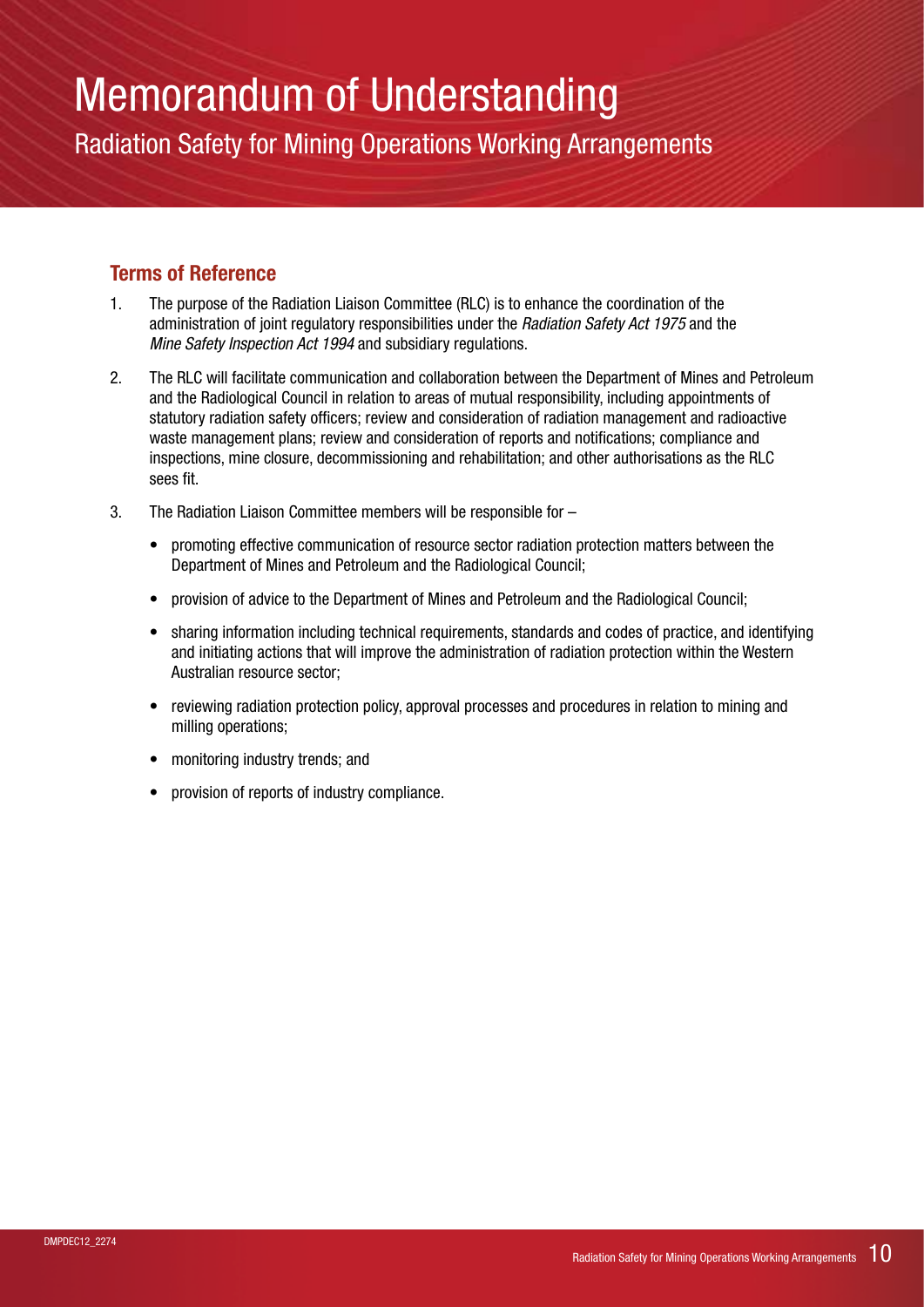# Memorandum of Understanding

## Radiation Safety for Mining Operations Working Arrangements

### Terms of Reference

1. The purpose of the Radiation Liaison Committee (RLC) is to enhance the coordination of the administration of joint regulatory responsibilities under the *Radiation Safety Act 1975* and the *Mine Safety Inspection Act 1994* and subsidiary regulations.

2. The RLC will facilitate communication and collaboration between the Department of Mines and Petroleum and the Radiological Council in relation to areas of mutual responsibility, including appointments of statutory radiation safety officers; review and consideration of radiation management and radioactive waste management plans; review and consideration of reports and notifications; compliance and inspections, mine closure, decommissioning and rehabilitation; and other authorisations as the RLC sees fit.

3. The Radiation Liaison Committee members will be responsible for –

   - promoting effective communication of resource sector radiation protection matters between the Department of Mines and Petroleum and the Radiological Council;
   - provision of advice to the Department of Mines and Petroleum and the Radiological Council;
   - sharing information including technical requirements, standards and codes of practice, and identifying and initiating actions that will improve the administration of radiation protection within the Western Australian resource sector;
   - reviewing radiation protection policy, approval processes and procedures in relation to mining and milling operations;
   - monitoring industry trends; and
   - provision of reports of industry compliance.

DMPDEC12_2274